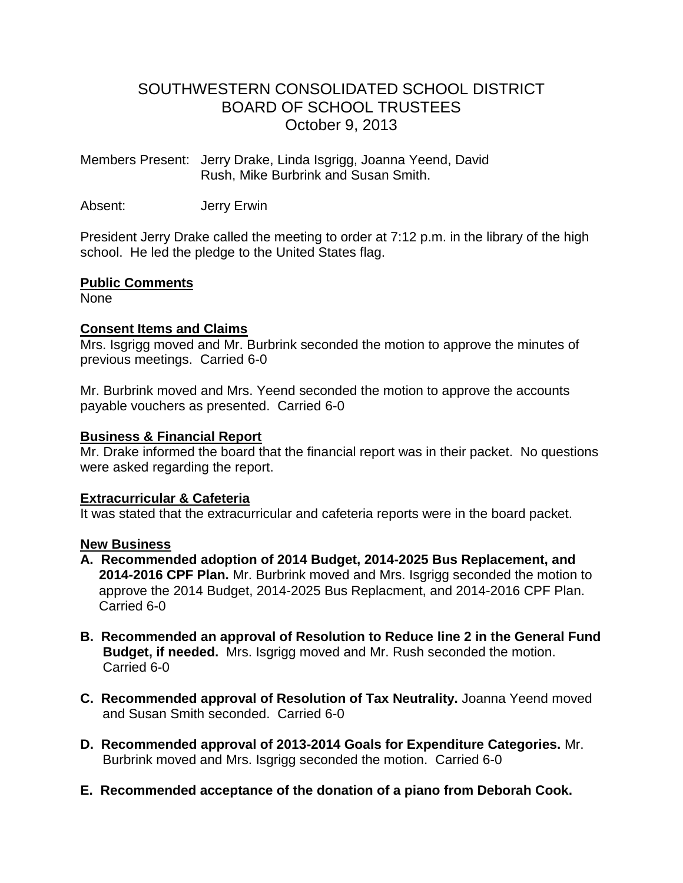# SOUTHWESTERN CONSOLIDATED SCHOOL DISTRICT
## BOARD OF SCHOOL TRUSTEES
### October 9, 2013

Members Present: Jerry Drake, Linda Isgrigg, Joanna Yeend, David Rush, Mike Burbrink and Susan Smith.

Absent: Jerry Erwin

President Jerry Drake called the meeting to order at 7:12 p.m. in the library of the high school. He led the pledge to the United States flag.

**Public Comments**
None

**Consent Items and Claims**
Mrs. Isgrigg moved and Mr. Burbrink seconded the motion to approve the minutes of previous meetings. Carried 6-0

Mr. Burbrink moved and Mrs. Yeend seconded the motion to approve the accounts payable vouchers as presented. Carried 6-0

**Business & Financial Report**
Mr. Drake informed the board that the financial report was in their packet. No questions were asked regarding the report.

**Extracurricular & Cafeteria**
It was stated that the extracurricular and cafeteria reports were in the board packet.

**New Business**

A. **Recommended adoption of 2014 Budget, 2014-2025 Bus Replacement, and 2014-2016 CPF Plan.** Mr. Burbrink moved and Mrs. Isgrigg seconded the motion to approve the 2014 Budget, 2014-2025 Bus Replacment, and 2014-2016 CPF Plan. Carried 6-0

B. **Recommended an approval of Resolution to Reduce line 2 in the General Fund Budget, if needed.** Mrs. Isgrigg moved and Mr. Rush seconded the motion. Carried 6-0

C. **Recommended approval of Resolution of Tax Neutrality.** Joanna Yeend moved and Susan Smith seconded. Carried 6-0

D. **Recommended approval of 2013-2014 Goals for Expenditure Categories.** Mr. Burbrink moved and Mrs. Isgrigg seconded the motion. Carried 6-0

E. **Recommended acceptance of the donation of a piano from Deborah Cook.**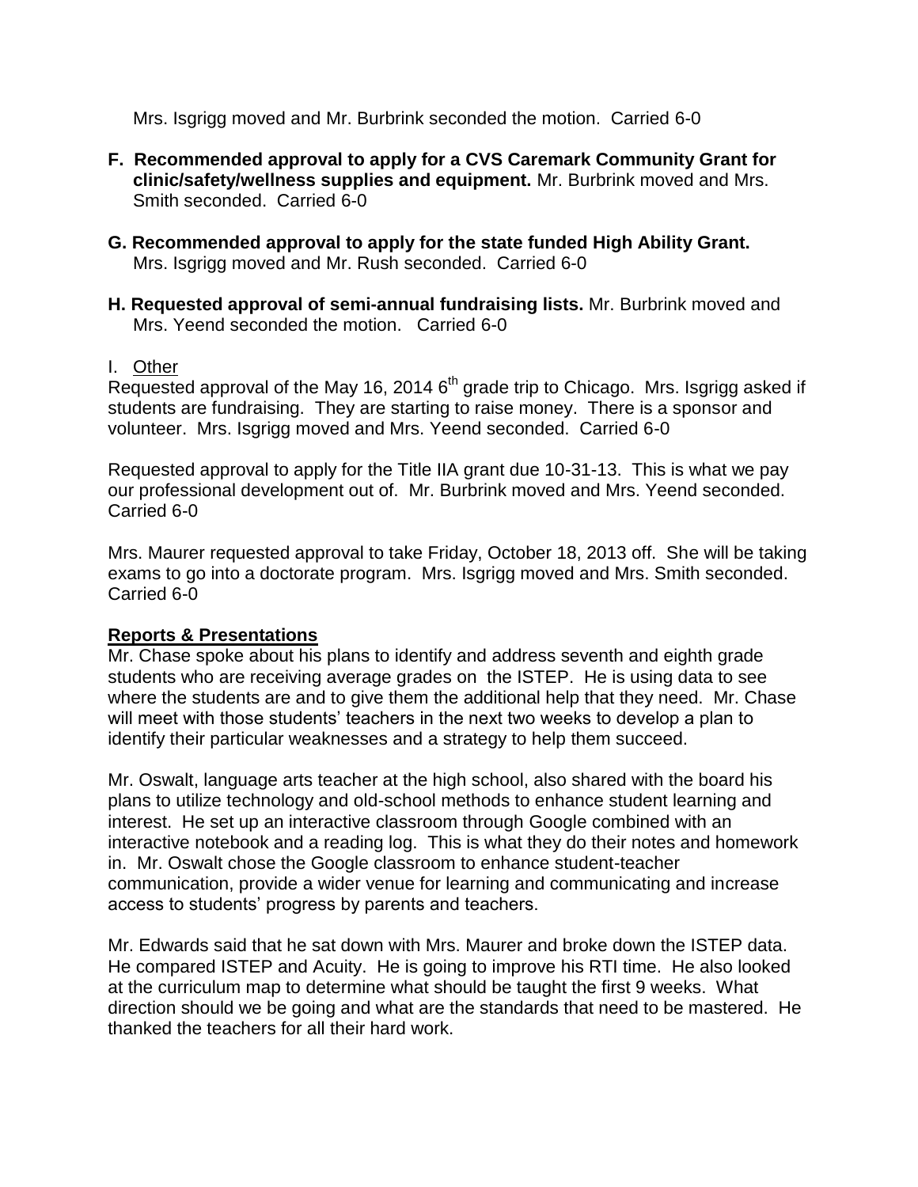Mrs. Isgrigg moved and Mr. Burbrink seconded the motion. Carried 6-0

**F. Recommended approval to apply for a CVS Caremark Community Grant for clinic/safety/wellness supplies and equipment.** Mr. Burbrink moved and Mrs. Smith seconded. Carried 6-0

**G. Recommended approval to apply for the state funded High Ability Grant.** Mrs. Isgrigg moved and Mr. Rush seconded. Carried 6-0

**H. Requested approval of semi-annual fundraising lists.** Mr. Burbrink moved and Mrs. Yeend seconded the motion. Carried 6-0

I. Other

Requested approval of the May 16, 2014 6th grade trip to Chicago. Mrs. Isgrigg asked if students are fundraising. They are starting to raise money. There is a sponsor and volunteer. Mrs. Isgrigg moved and Mrs. Yeend seconded. Carried 6-0

Requested approval to apply for the Title IIA grant due 10-31-13. This is what we pay our professional development out of. Mr. Burbrink moved and Mrs. Yeend seconded. Carried 6-0

Mrs. Maurer requested approval to take Friday, October 18, 2013 off. She will be taking exams to go into a doctorate program. Mrs. Isgrigg moved and Mrs. Smith seconded. Carried 6-0

**Reports & Presentations**

Mr. Chase spoke about his plans to identify and address seventh and eighth grade students who are receiving average grades on the ISTEP. He is using data to see where the students are and to give them the additional help that they need. Mr. Chase will meet with those students' teachers in the next two weeks to develop a plan to identify their particular weaknesses and a strategy to help them succeed.

Mr. Oswalt, language arts teacher at the high school, also shared with the board his plans to utilize technology and old-school methods to enhance student learning and interest. He set up an interactive classroom through Google combined with an interactive notebook and a reading log. This is what they do their notes and homework in. Mr. Oswalt chose the Google classroom to enhance student-teacher communication, provide a wider venue for learning and communicating and increase access to students' progress by parents and teachers.

Mr. Edwards said that he sat down with Mrs. Maurer and broke down the ISTEP data. He compared ISTEP and Acuity. He is going to improve his RTI time. He also looked at the curriculum map to determine what should be taught the first 9 weeks. What direction should we be going and what are the standards that need to be mastered. He thanked the teachers for all their hard work.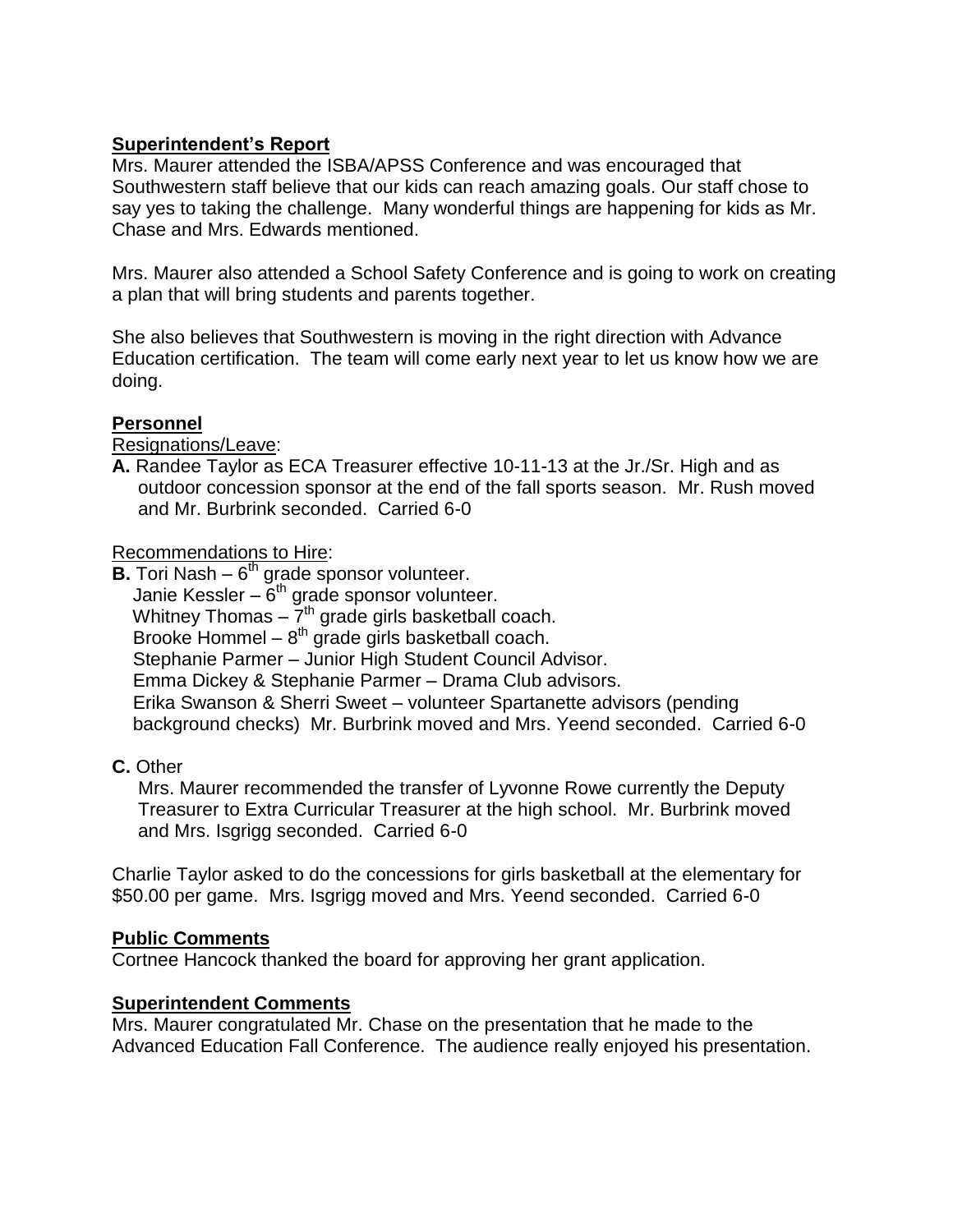**Superintendent's Report**

Mrs. Maurer attended the ISBA/APSS Conference and was encouraged that Southwestern staff believe that our kids can reach amazing goals. Our staff chose to say yes to taking the challenge. Many wonderful things are happening for kids as Mr. Chase and Mrs. Edwards mentioned.

Mrs. Maurer also attended a School Safety Conference and is going to work on creating a plan that will bring students and parents together.

She also believes that Southwestern is moving in the right direction with Advance Education certification. The team will come early next year to let us know how we are doing.

**Personnel**

Resignations/Leave:

**A.** Randee Taylor as ECA Treasurer effective 10-11-13 at the Jr./Sr. High and as outdoor concession sponsor at the end of the fall sports season. Mr. Rush moved and Mr. Burbrink seconded. Carried 6-0

Recommendations to Hire:

**B.** Tori Nash – 6th grade sponsor volunteer.
Janie Kessler – 6th grade sponsor volunteer.
Whitney Thomas – 7th grade girls basketball coach.
Brooke Hommel – 8th grade girls basketball coach.
Stephanie Parmer – Junior High Student Council Advisor.
Emma Dickey & Stephanie Parmer – Drama Club advisors.
Erika Swanson & Sherri Sweet – volunteer Spartanette advisors (pending background checks) Mr. Burbrink moved and Mrs. Yeend seconded. Carried 6-0

**C.** Other

Mrs. Maurer recommended the transfer of Lyvonne Rowe currently the Deputy Treasurer to Extra Curricular Treasurer at the high school. Mr. Burbrink moved and Mrs. Isgrigg seconded. Carried 6-0

Charlie Taylor asked to do the concessions for girls basketball at the elementary for $50.00 per game. Mrs. Isgrigg moved and Mrs. Yeend seconded. Carried 6-0

**Public Comments**

Cortnee Hancock thanked the board for approving her grant application.

**Superintendent Comments**

Mrs. Maurer congratulated Mr. Chase on the presentation that he made to the Advanced Education Fall Conference. The audience really enjoyed his presentation.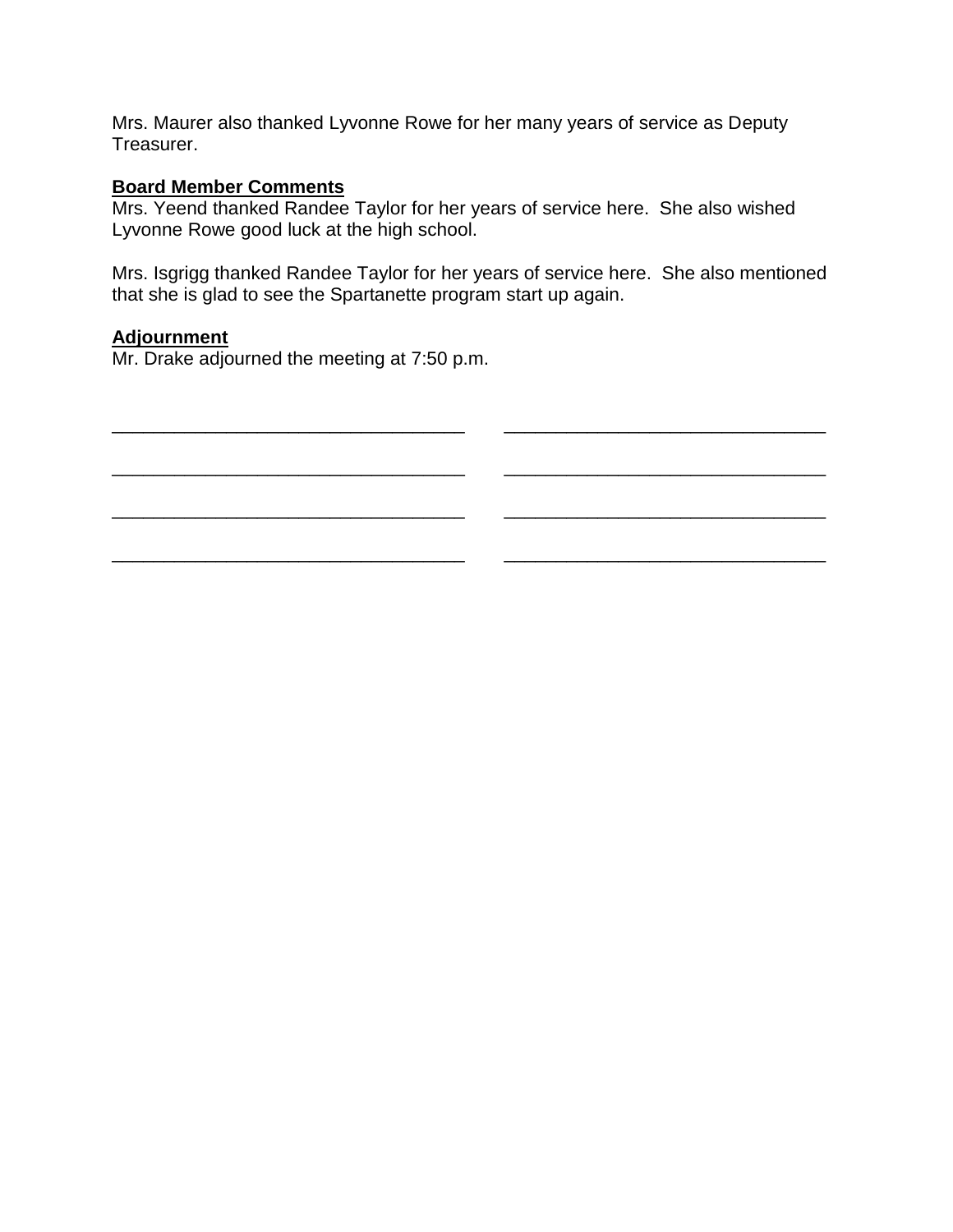Mrs. Maurer also thanked Lyvonne Rowe for her many years of service as Deputy Treasurer.

**Board Member Comments**

Mrs. Yeend thanked Randee Taylor for her years of service here. She also wished Lyvonne Rowe good luck at the high school.

Mrs. Isgrigg thanked Randee Taylor for her years of service here. She also mentioned that she is glad to see the Spartanette program start up again.

**Adjournment**

Mr. Drake adjourned the meeting at 7:50 p.m.

\_\_\_\_\_\_\_\_\_\_\_\_\_\_\_\_\_\_\_\_\_\_\_\_\_\_\_\_\_\_\_\_\_\_ \_\_\_\_\_\_\_\_\_\_\_\_\_\_\_\_\_\_\_\_\_\_\_\_\_\_\_\_\_\_\_\_

\_\_\_\_\_\_\_\_\_\_\_\_\_\_\_\_\_\_\_\_\_\_\_\_\_\_\_\_\_\_\_\_\_\_ \_\_\_\_\_\_\_\_\_\_\_\_\_\_\_\_\_\_\_\_\_\_\_\_\_\_\_\_\_\_\_\_

\_\_\_\_\_\_\_\_\_\_\_\_\_\_\_\_\_\_\_\_\_\_\_\_\_\_\_\_\_\_\_\_\_\_ \_\_\_\_\_\_\_\_\_\_\_\_\_\_\_\_\_\_\_\_\_\_\_\_\_\_\_\_\_\_\_\_

\_\_\_\_\_\_\_\_\_\_\_\_\_\_\_\_\_\_\_\_\_\_\_\_\_\_\_\_\_\_\_\_\_\_ \_\_\_\_\_\_\_\_\_\_\_\_\_\_\_\_\_\_\_\_\_\_\_\_\_\_\_\_\_\_\_\_